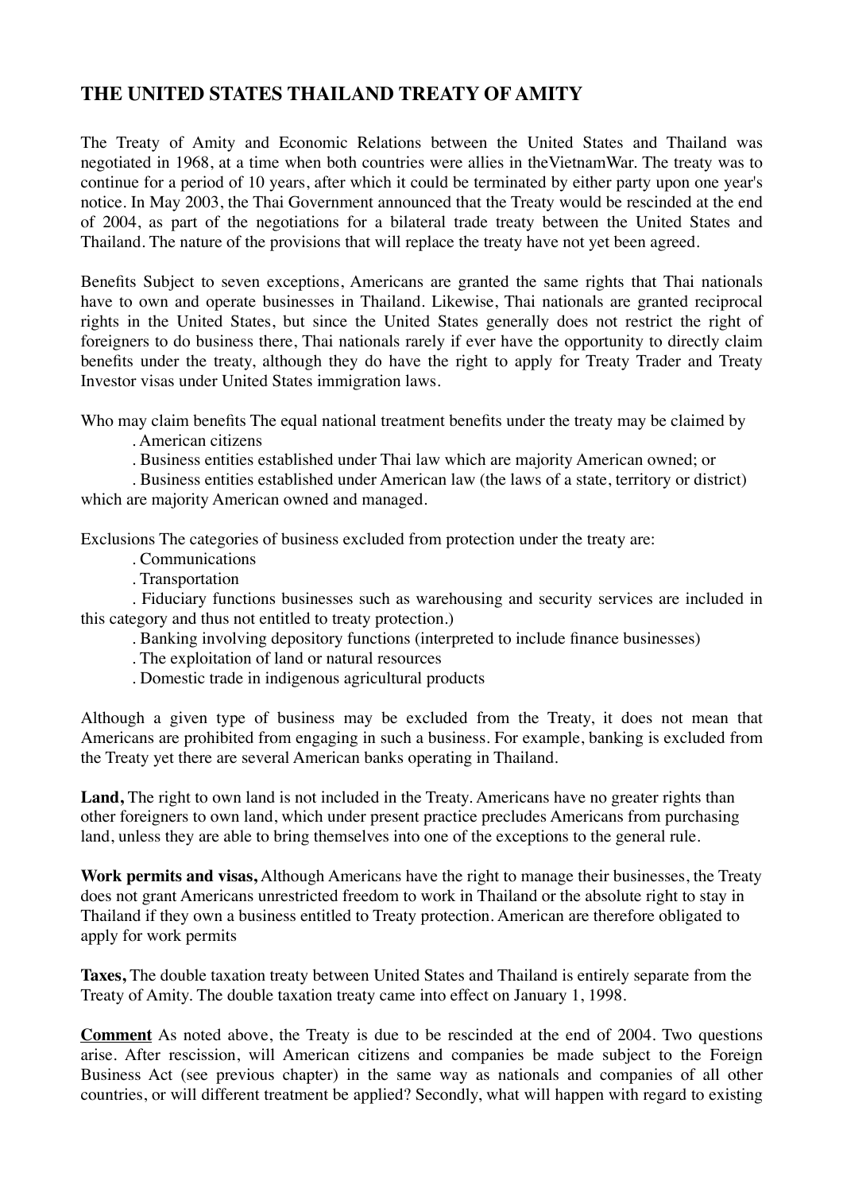## THE UNITED STATES THAILAND TREATY OF AMITY

The Treaty of Amity and Economic Relations between the United States and Thailand was negotiated in 1968, at a time when both countries were allies in theVietnamWar. The treaty was to continue for a period of 10 years, after which it could be terminated by either party upon one year's notice. In May 2003, the Thai Government announced that the Treaty would be rescinded at the end of 2004, as part of the negotiations for a bilateral trade treaty between the United States and Thailand. The nature of the provisions that will replace the treaty have not yet been agreed.

Benefits Subject to seven exceptions, Americans are granted the same rights that Thai nationals have to own and operate businesses in Thailand. Likewise, Thai nationals are granted reciprocal rights in the United States, but since the United States generally does not restrict the right of foreigners to do business there, Thai nationals rarely if ever have the opportunity to directly claim benefits under the treaty, although they do have the right to apply for Treaty Trader and Treaty Investor visas under United States immigration laws.

Who may claim benefits The equal national treatment benefits under the treaty may be claimed by

. American citizens

. Business entities established under Thai law which are majority American owned; or

. Business entities established under American law (the laws of a state, territory or district) which are majority American owned and managed.

Exclusions The categories of business excluded from protection under the treaty are:

. Communications

. Transportation

. Fiduciary functions businesses such as warehousing and security services are included in this category and thus not entitled to treaty protection.)

. Banking involving depository functions (interpreted to include finance businesses)

. The exploitation of land or natural resources

. Domestic trade in indigenous agricultural products

Although a given type of business may be excluded from the Treaty, it does not mean that Americans are prohibited from engaging in such a business. For example, banking is excluded from the Treaty yet there are several American banks operating in Thailand.

**Land,** The right to own land is not included in the Treaty. Americans have no greater rights than other foreigners to own land, which under present practice precludes Americans from purchasing land, unless they are able to bring themselves into one of the exceptions to the general rule.

**Work permits and visas,** Although Americans have the right to manage their businesses, the Treaty does not grant Americans unrestricted freedom to work in Thailand or the absolute right to stay in Thailand if they own a business entitled to Treaty protection. American are therefore obligated to apply for work permits

**Taxes,** The double taxation treaty between United States and Thailand is entirely separate from the Treaty of Amity. The double taxation treaty came into effect on January 1, 1998.

**Comment** As noted above, the Treaty is due to be rescinded at the end of 2004. Two questions arise. After rescission, will American citizens and companies be made subject to the Foreign Business Act (see previous chapter) in the same way as nationals and companies of all other countries, or will different treatment be applied? Secondly, what will happen with regard to existing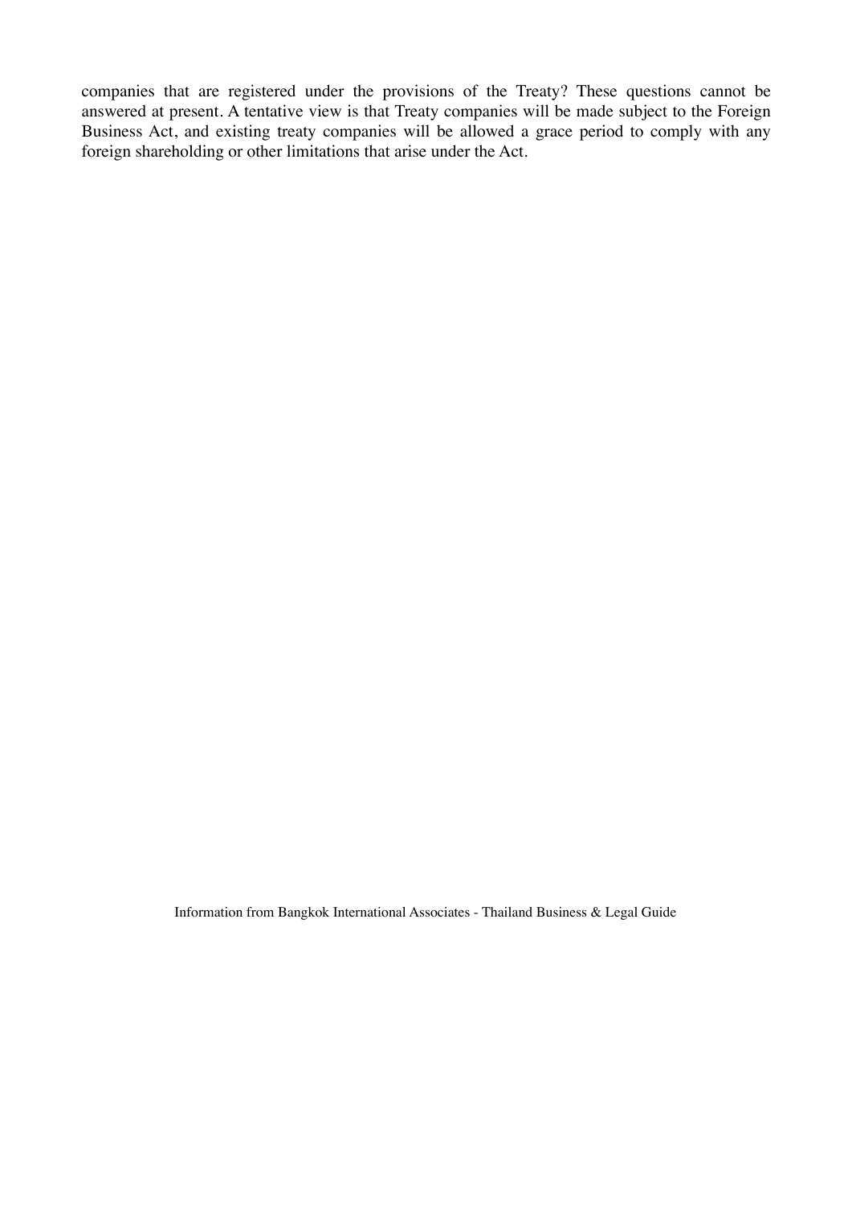companies that are registered under the provisions of the Treaty? These questions cannot be answered at present. A tentative view is that Treaty companies will be made subject to the Foreign Business Act, and existing treaty companies will be allowed a grace period to comply with any foreign shareholding or other limitations that arise under the Act.